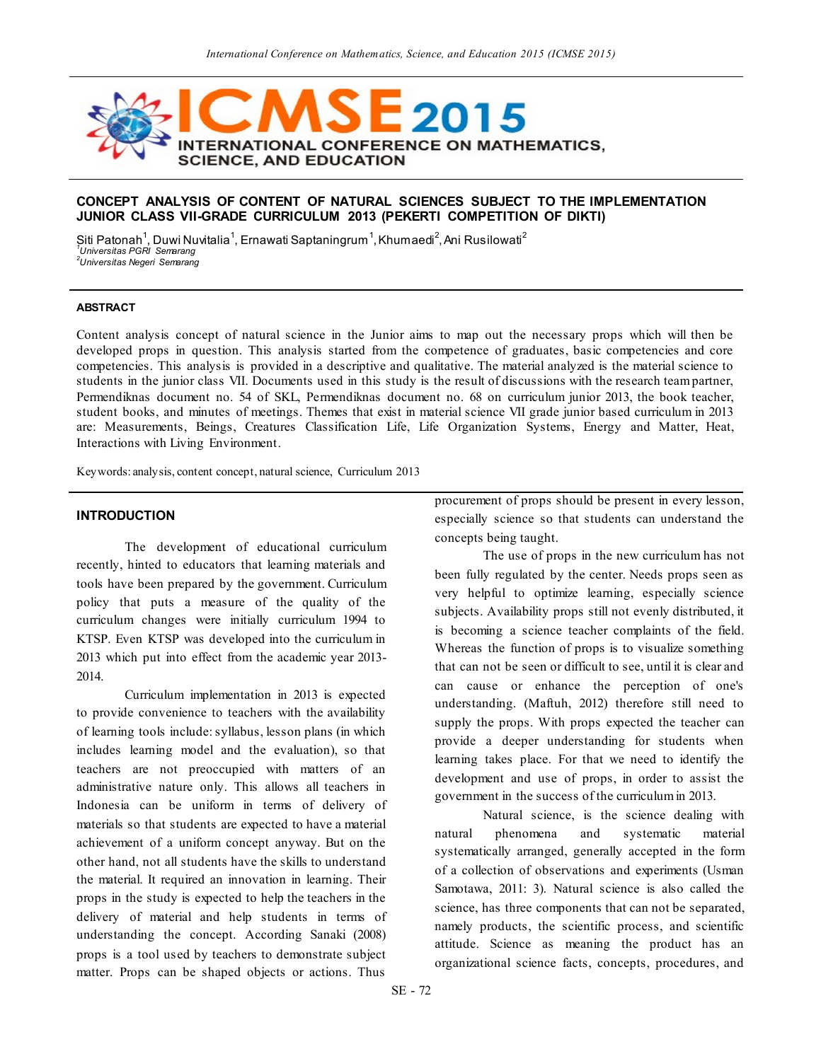# CONCEPT ANALYSIS OF CONTENT OF NATURAL SCIENCES SUBJECT TO THE IMPLEMENTATION JUNIOR CLASS VII-GRADE CURRICULUM 2013 (PEKERTI COMPETITION OF DIKTI)

Siti Patonah[1], Duwi Nuvitalia[1], Ernawati Saptaningrum[1], Khumaedi[2], Ani Rusilowati[2]

[1]*Universitas PGRI Semarang*
[2]*Universitas Negeri Semarang*

## ABSTRACT

Content analysis concept of natural science in the Junior aims to map out the necessary props which will then be developed props in question. This analysis started from the competence of graduates, basic competencies and core competencies. This analysis is provided in a descriptive and qualitative. The material analyzed is the material science to students in the junior class VII. Documents used in this study is the result of discussions with the research team partner, Permendiknas document no. 54 of SKL, Permendiknas document no. 68 on curriculum junior 2013, the book teacher, student books, and minutes of meetings. Themes that exist in material science VII grade junior based curriculum in 2013 are: Measurements, Beings, Creatures Classification Life, Life Organization Systems, Energy and Matter, Heat, Interactions with Living Environment.

Keywords: analysis, content concept, natural science, Curriculum 2013

## INTRODUCTION

The development of educational curriculum recently, hinted to educators that learning materials and tools have been prepared by the government. Curriculum policy that puts a measure of the quality of the curriculum changes were initially curriculum 1994 to KTSP. Even KTSP was developed into the curriculum in 2013 which put into effect from the academic year 2013-2014.

Curriculum implementation in 2013 is expected to provide convenience to teachers with the availability of learning tools include: syllabus, lesson plans (in which includes learning model and the evaluation), so that teachers are not preoccupied with matters of an administrative nature only. This allows all teachers in Indonesia can be uniform in terms of delivery of materials so that students are expected to have a material achievement of a uniform concept anyway. But on the other hand, not all students have the skills to understand the material. It required an innovation in learning. Their props in the study is expected to help the teachers in the delivery of material and help students in terms of understanding the concept. According Sanaki (2008) props is a tool used by teachers to demonstrate subject matter. Props can be shaped objects or actions. Thus procurement of props should be present in every lesson, especially science so that students can understand the concepts being taught.

The use of props in the new curriculum has not been fully regulated by the center. Needs props seen as very helpful to optimize learning, especially science subjects. Availability props still not evenly distributed, it is becoming a science teacher complaints of the field. Whereas the function of props is to visualize something that can not be seen or difficult to see, until it is clear and can cause or enhance the perception of one's understanding. (Maftuh, 2012) therefore still need to supply the props. With props expected the teacher can provide a deeper understanding for students when learning takes place. For that we need to identify the development and use of props, in order to assist the government in the success of the curriculum in 2013.

Natural science, is the science dealing with natural phenomena and systematic material systematically arranged, generally accepted in the form of a collection of observations and experiments (Usman Samotawa, 2011: 3). Natural science is also called the science, has three components that can not be separated, namely products, the scientific process, and scientific attitude. Science as meaning the product has an organizational science facts, concepts, procedures, and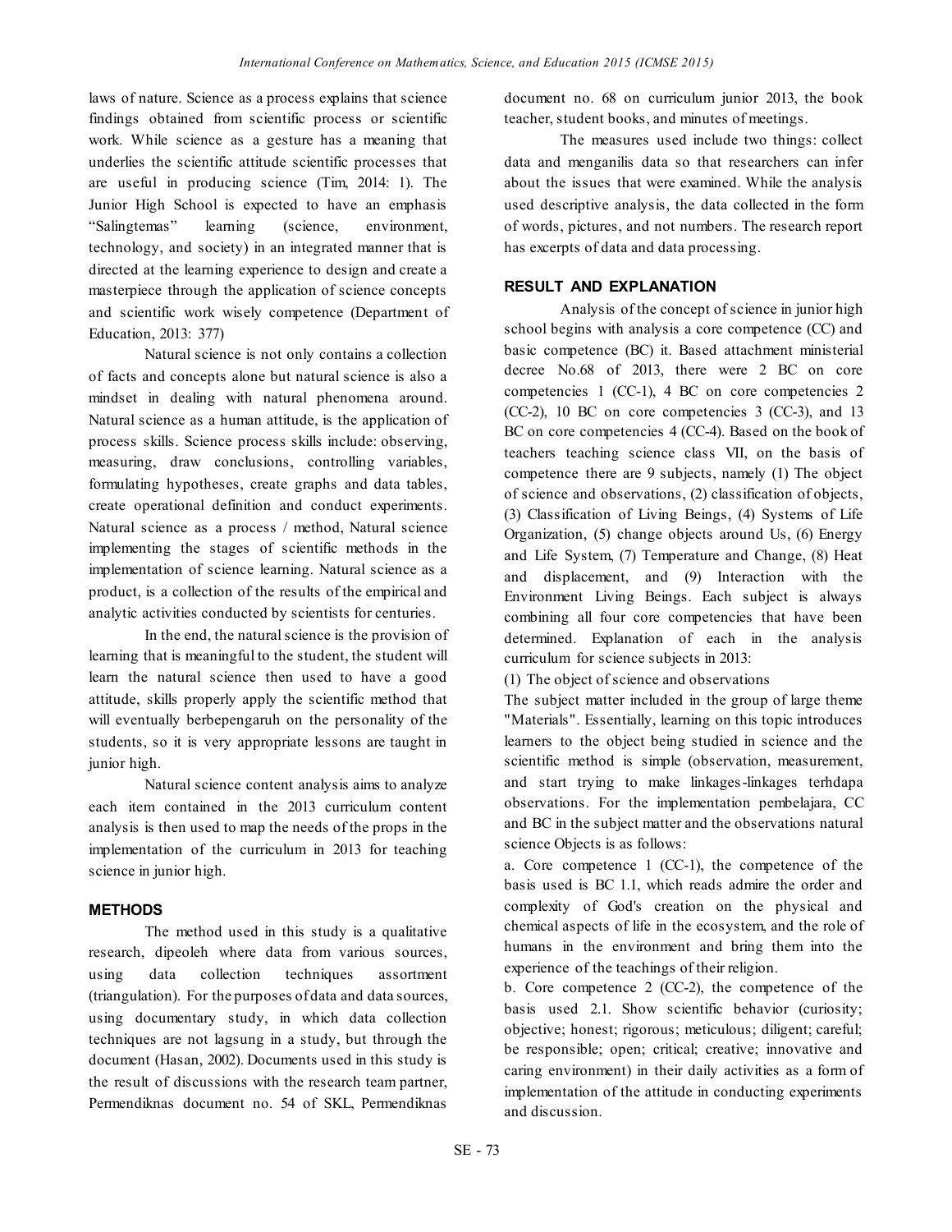laws of nature. Science as a process explains that science findings obtained from scientific process or scientific work. While science as a gesture has a meaning that underlies the scientific attitude scientific processes that are useful in producing science (Tim, 2014: 1). The Junior High School is expected to have an emphasis "Salingtemas" learning (science, environment, technology, and society) in an integrated manner that is directed at the learning experience to design and create a masterpiece through the application of science concepts and scientific work wisely competence (Department of Education, 2013: 377)

Natural science is not only contains a collection of facts and concepts alone but natural science is also a mindset in dealing with natural phenomena around. Natural science as a human attitude, is the application of process skills. Science process skills include: observing, measuring, draw conclusions, controlling variables, formulating hypotheses, create graphs and data tables, create operational definition and conduct experiments. Natural science as a process / method, Natural science implementing the stages of scientific methods in the implementation of science learning. Natural science as a product, is a collection of the results of the empirical and analytic activities conducted by scientists for centuries.

In the end, the natural science is the provision of learning that is meaningful to the student, the student will learn the natural science then used to have a good attitude, skills properly apply the scientific method that will eventually berbepengaruh on the personality of the students, so it is very appropriate lessons are taught in junior high.

Natural science content analysis aims to analyze each item contained in the 2013 curriculum content analysis is then used to map the needs of the props in the implementation of the curriculum in 2013 for teaching science in junior high.

## METHODS

The method used in this study is a qualitative research, dipeoleh where data from various sources, using data collection techniques assortment (triangulation). For the purposes of data and data sources, using documentary study, in which data collection techniques are not lagsung in a study, but through the document (Hasan, 2002). Documents used in this study is the result of discussions with the research team partner, Permendiknas document no. 54 of SKL, Permendiknas document no. 68 on curriculum junior 2013, the book teacher, student books, and minutes of meetings.

The measures used include two things: collect data and menganilis data so that researchers can infer about the issues that were examined. While the analysis used descriptive analysis, the data collected in the form of words, pictures, and not numbers. The research report has excerpts of data and data processing.

## RESULT AND EXPLANATION

Analysis of the concept of science in junior high school begins with analysis a core competence (CC) and basic competence (BC) it. Based attachment ministerial decree No.68 of 2013, there were 2 BC on core competencies 1 (CC-1), 4 BC on core competencies 2 (CC-2), 10 BC on core competencies 3 (CC-3), and 13 BC on core competencies 4 (CC-4). Based on the book of teachers teaching science class VII, on the basis of competence there are 9 subjects, namely (1) The object of science and observations, (2) classification of objects, (3) Classification of Living Beings, (4) Systems of Life Organization, (5) change objects around Us, (6) Energy and Life System, (7) Temperature and Change, (8) Heat and displacement, and (9) Interaction with the Environment Living Beings. Each subject is always combining all four core competencies that have been determined. Explanation of each in the analysis curriculum for science subjects in 2013:

(1) The object of science and observations

The subject matter included in the group of large theme "Materials". Essentially, learning on this topic introduces learners to the object being studied in science and the scientific method is simple (observation, measurement, and start trying to make linkages-linkages terhdapa observations. For the implementation pembelajara, CC and BC in the subject matter and the observations natural science Objects is as follows:

a. Core competence 1 (CC-1), the competence of the basis used is BC 1.1, which reads admire the order and complexity of God's creation on the physical and chemical aspects of life in the ecosystem, and the role of humans in the environment and bring them into the experience of the teachings of their religion.

b. Core competence 2 (CC-2), the competence of the basis used 2.1. Show scientific behavior (curiosity; objective; honest; rigorous; meticulous; diligent; careful; be responsible; open; critical; creative; innovative and caring environment) in their daily activities as a form of implementation of the attitude in conducting experiments and discussion.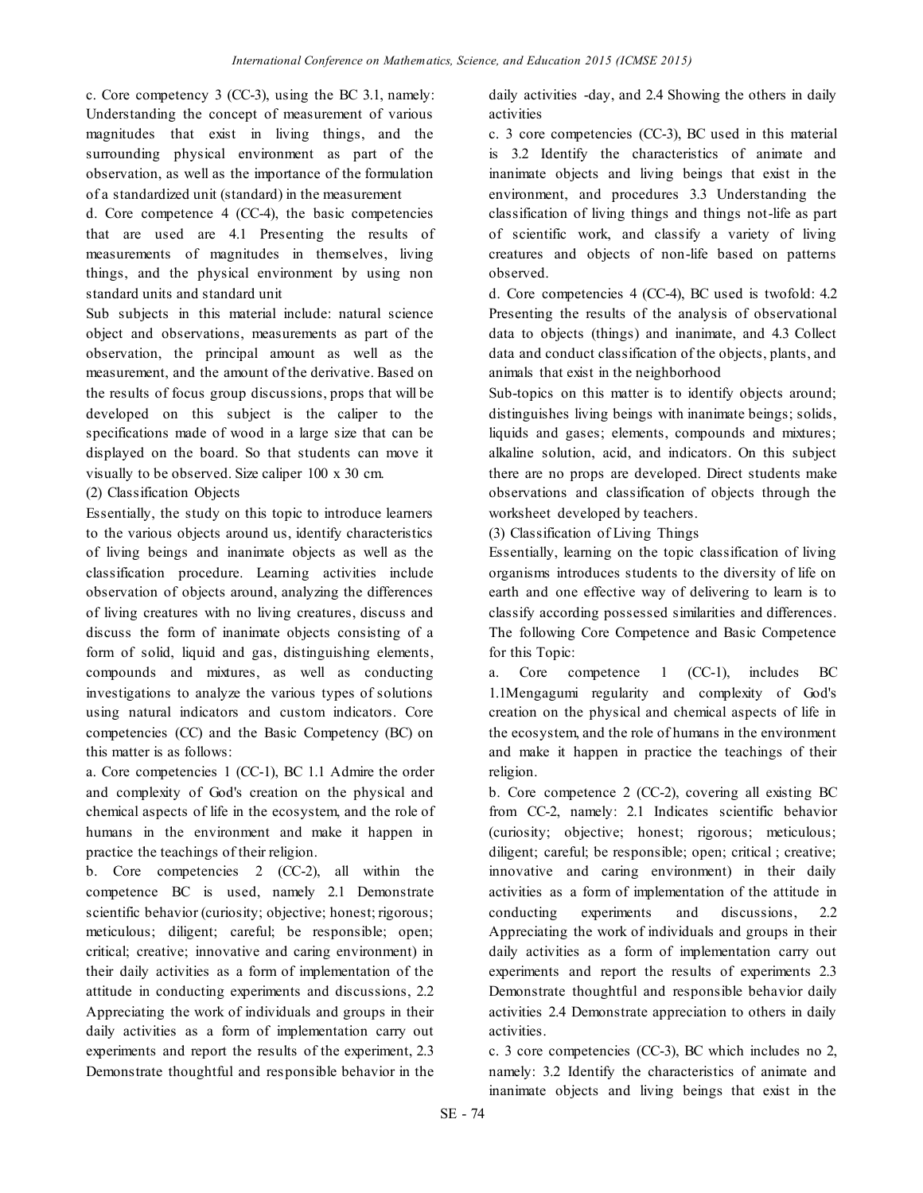c. Core competency 3 (CC-3), using the BC 3.1, namely: Understanding the concept of measurement of various magnitudes that exist in living things, and the surrounding physical environment as part of the observation, as well as the importance of the formulation of a standardized unit (standard) in the measurement

d. Core competence 4 (CC-4), the basic competencies that are used are 4.1 Presenting the results of measurements of magnitudes in themselves, living things, and the physical environment by using non standard units and standard unit

Sub subjects in this material include: natural science object and observations, measurements as part of the observation, the principal amount as well as the measurement, and the amount of the derivative. Based on the results of focus group discussions, props that will be developed on this subject is the caliper to the specifications made of wood in a large size that can be displayed on the board. So that students can move it visually to be observed. Size caliper 100 x 30 cm.

(2) Classification Objects

Essentially, the study on this topic to introduce learners to the various objects around us, identify characteristics of living beings and inanimate objects as well as the classification procedure. Learning activities include observation of objects around, analyzing the differences of living creatures with no living creatures, discuss and discuss the form of inanimate objects consisting of a form of solid, liquid and gas, distinguishing elements, compounds and mixtures, as well as conducting investigations to analyze the various types of solutions using natural indicators and custom indicators. Core competencies (CC) and the Basic Competency (BC) on this matter is as follows:

a. Core competencies 1 (CC-1), BC 1.1 Admire the order and complexity of God's creation on the physical and chemical aspects of life in the ecosystem, and the role of humans in the environment and make it happen in practice the teachings of their religion.

b. Core competencies 2 (CC-2), all within the competence BC is used, namely 2.1 Demonstrate scientific behavior (curiosity; objective; honest; rigorous; meticulous; diligent; careful; be responsible; open; critical; creative; innovative and caring environment) in their daily activities as a form of implementation of the attitude in conducting experiments and discussions, 2.2 Appreciating the work of individuals and groups in their daily activities as a form of implementation carry out experiments and report the results of the experiment, 2.3 Demonstrate thoughtful and responsible behavior in the daily activities -day, and 2.4 Showing the others in daily activities

c. 3 core competencies (CC-3), BC used in this material is 3.2 Identify the characteristics of animate and inanimate objects and living beings that exist in the environment, and procedures 3.3 Understanding the classification of living things and things not-life as part of scientific work, and classify a variety of living creatures and objects of non-life based on patterns observed.

d. Core competencies 4 (CC-4), BC used is twofold: 4.2 Presenting the results of the analysis of observational data to objects (things) and inanimate, and 4.3 Collect data and conduct classification of the objects, plants, and animals that exist in the neighborhood

Sub-topics on this matter is to identify objects around; distinguishes living beings with inanimate beings; solids, liquids and gases; elements, compounds and mixtures; alkaline solution, acid, and indicators. On this subject there are no props are developed. Direct students make observations and classification of objects through the worksheet developed by teachers.

(3) Classification of Living Things

Essentially, learning on the topic classification of living organisms introduces students to the diversity of life on earth and one effective way of delivering to learn is to classify according possessed similarities and differences. The following Core Competence and Basic Competence for this Topic:

a. Core competence 1 (CC-1), includes BC 1.1Mengagumi regularity and complexity of God's creation on the physical and chemical aspects of life in the ecosystem, and the role of humans in the environment and make it happen in practice the teachings of their religion.

b. Core competence 2 (CC-2), covering all existing BC from CC-2, namely: 2.1 Indicates scientific behavior (curiosity; objective; honest; rigorous; meticulous; diligent; careful; be responsible; open; critical ; creative; innovative and caring environment) in their daily activities as a form of implementation of the attitude in conducting experiments and discussions, 2.2 Appreciating the work of individuals and groups in their daily activities as a form of implementation carry out experiments and report the results of experiments 2.3 Demonstrate thoughtful and responsible behavior daily activities 2.4 Demonstrate appreciation to others in daily activities.

c. 3 core competencies (CC-3), BC which includes no 2, namely: 3.2 Identify the characteristics of animate and inanimate objects and living beings that exist in the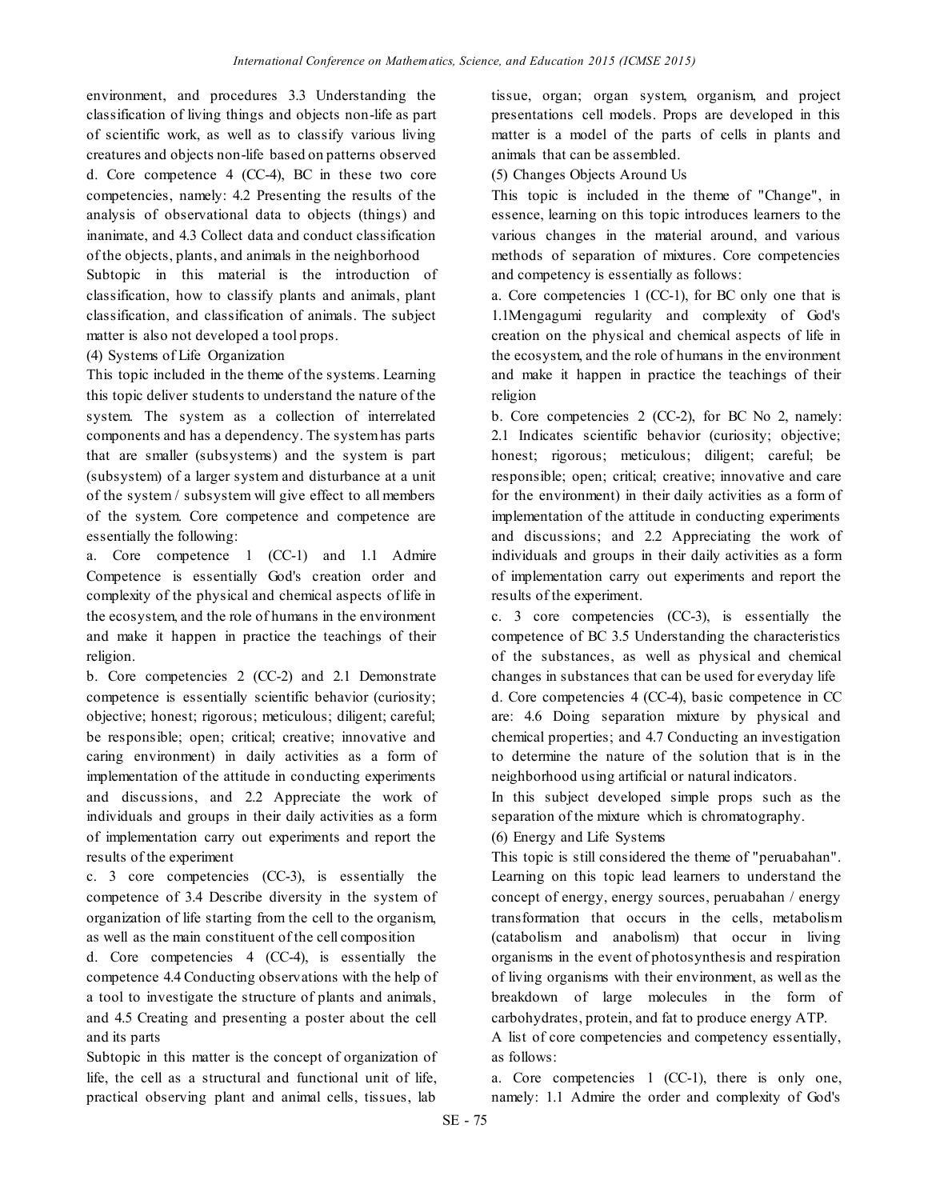environment, and procedures 3.3 Understanding the classification of living things and objects non-life as part of scientific work, as well as to classify various living creatures and objects non-life based on patterns observed

d. Core competence 4 (CC-4), BC in these two core competencies, namely: 4.2 Presenting the results of the analysis of observational data to objects (things) and inanimate, and 4.3 Collect data and conduct classification of the objects, plants, and animals in the neighborhood

Subtopic in this material is the introduction of classification, how to classify plants and animals, plant classification, and classification of animals. The subject matter is also not developed a tool props.

(4) Systems of Life Organization

This topic included in the theme of the systems. Learning this topic deliver students to understand the nature of the system. The system as a collection of interrelated components and has a dependency. The system has parts that are smaller (subsystems) and the system is part (subsystem) of a larger system and disturbance at a unit of the system / subsystem will give effect to all members of the system. Core competence and competence are essentially the following:

a. Core competence 1 (CC-1) and 1.1 Admire Competence is essentially God's creation order and complexity of the physical and chemical aspects of life in the ecosystem, and the role of humans in the environment and make it happen in practice the teachings of their religion.

b. Core competencies 2 (CC-2) and 2.1 Demonstrate competence is essentially scientific behavior (curiosity; objective; honest; rigorous; meticulous; diligent; careful; be responsible; open; critical; creative; innovative and caring environment) in daily activities as a form of implementation of the attitude in conducting experiments and discussions, and 2.2 Appreciate the work of individuals and groups in their daily activities as a form of implementation carry out experiments and report the results of the experiment

c. 3 core competencies (CC-3), is essentially the competence of 3.4 Describe diversity in the system of organization of life starting from the cell to the organism, as well as the main constituent of the cell composition

d. Core competencies 4 (CC-4), is essentially the competence 4.4 Conducting observations with the help of a tool to investigate the structure of plants and animals, and 4.5 Creating and presenting a poster about the cell and its parts

Subtopic in this matter is the concept of organization of life, the cell as a structural and functional unit of life, practical observing plant and animal cells, tissues, lab tissue, organ; organ system, organism, and project presentations cell models. Props are developed in this matter is a model of the parts of cells in plants and animals that can be assembled.

(5) Changes Objects Around Us

This topic is included in the theme of "Change", in essence, learning on this topic introduces learners to the various changes in the material around, and various methods of separation of mixtures. Core competencies and competency is essentially as follows:

a. Core competencies 1 (CC-1), for BC only one that is 1.1Mengagumi regularity and complexity of God's creation on the physical and chemical aspects of life in the ecosystem, and the role of humans in the environment and make it happen in practice the teachings of their religion

b. Core competencies 2 (CC-2), for BC No 2, namely: 2.1 Indicates scientific behavior (curiosity; objective; honest; rigorous; meticulous; diligent; careful; be responsible; open; critical; creative; innovative and care for the environment) in their daily activities as a form of implementation of the attitude in conducting experiments and discussions; and 2.2 Appreciating the work of individuals and groups in their daily activities as a form of implementation carry out experiments and report the results of the experiment.

c. 3 core competencies (CC-3), is essentially the competence of BC 3.5 Understanding the characteristics of the substances, as well as physical and chemical changes in substances that can be used for everyday life

d. Core competencies 4 (CC-4), basic competence in CC are: 4.6 Doing separation mixture by physical and chemical properties; and 4.7 Conducting an investigation to determine the nature of the solution that is in the neighborhood using artificial or natural indicators.

In this subject developed simple props such as the separation of the mixture which is chromatography.

(6) Energy and Life Systems

This topic is still considered the theme of "peruabahan". Learning on this topic lead learners to understand the concept of energy, energy sources, peruabahan / energy transformation that occurs in the cells, metabolism (catabolism and anabolism) that occur in living organisms in the event of photosynthesis and respiration of living organisms with their environment, as well as the breakdown of large molecules in the form of carbohydrates, protein, and fat to produce energy ATP.

A list of core competencies and competency essentially, as follows:

a. Core competencies 1 (CC-1), there is only one, namely: 1.1 Admire the order and complexity of God's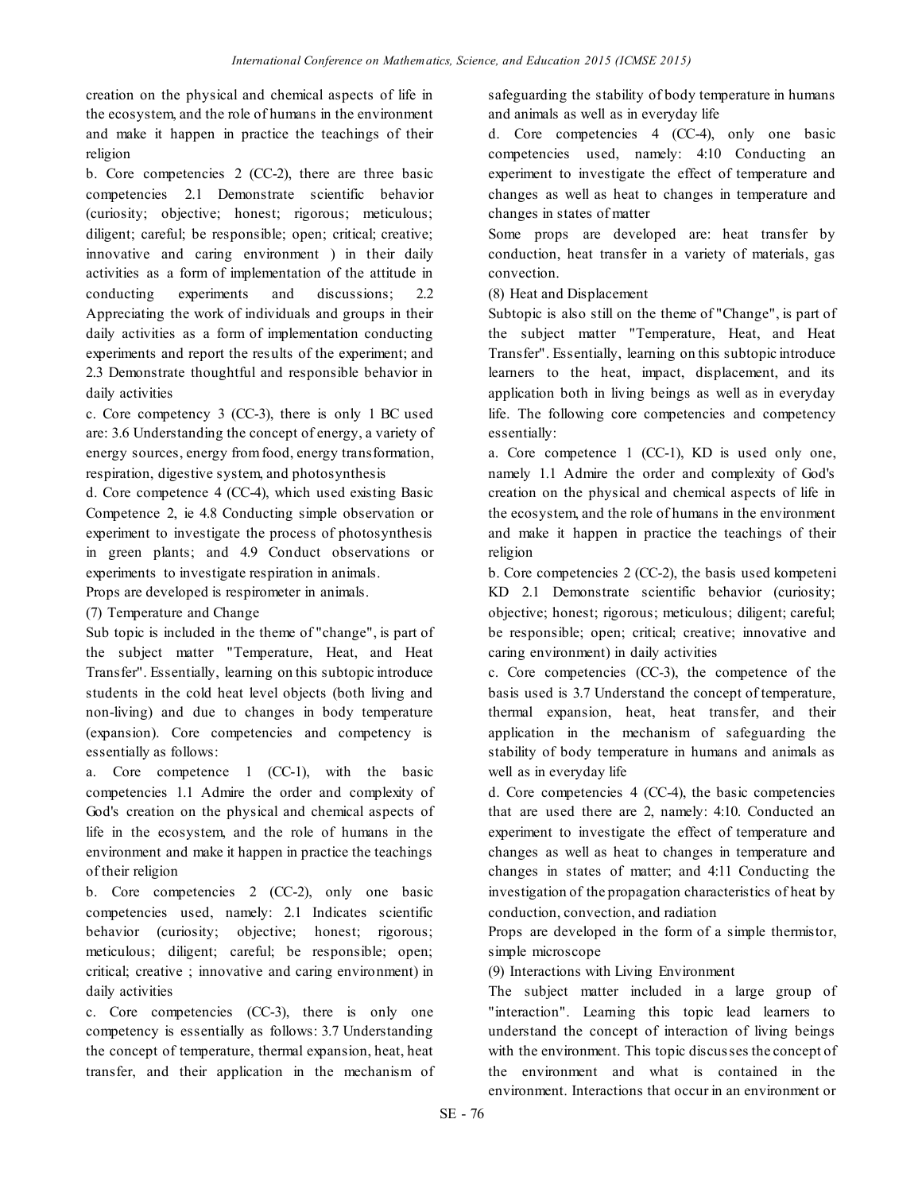creation on the physical and chemical aspects of life in the ecosystem, and the role of humans in the environment and make it happen in practice the teachings of their religion

b. Core competencies 2 (CC-2), there are three basic competencies 2.1 Demonstrate scientific behavior (curiosity; objective; honest; rigorous; meticulous; diligent; careful; be responsible; open; critical; creative; innovative and caring environment ) in their daily activities as a form of implementation of the attitude in conducting experiments and discussions; 2.2 Appreciating the work of individuals and groups in their daily activities as a form of implementation conducting experiments and report the results of the experiment; and 2.3 Demonstrate thoughtful and responsible behavior in daily activities

c. Core competency 3 (CC-3), there is only 1 BC used are: 3.6 Understanding the concept of energy, a variety of energy sources, energy from food, energy transformation, respiration, digestive system, and photosynthesis

d. Core competence 4 (CC-4), which used existing Basic Competence 2, ie 4.8 Conducting simple observation or experiment to investigate the process of photosynthesis in green plants; and 4.9 Conduct observations or experiments to investigate respiration in animals.

Props are developed is respirometer in animals.

(7) Temperature and Change

Sub topic is included in the theme of "change", is part of the subject matter "Temperature, Heat, and Heat Transfer". Essentially, learning on this subtopic introduce students in the cold heat level objects (both living and non-living) and due to changes in body temperature (expansion). Core competencies and competency is essentially as follows:

a. Core competence 1 (CC-1), with the basic competencies 1.1 Admire the order and complexity of God's creation on the physical and chemical aspects of life in the ecosystem, and the role of humans in the environment and make it happen in practice the teachings of their religion

b. Core competencies 2 (CC-2), only one basic competencies used, namely: 2.1 Indicates scientific behavior (curiosity; objective; honest; rigorous; meticulous; diligent; careful; be responsible; open; critical; creative ; innovative and caring environment) in daily activities

c. Core competencies (CC-3), there is only one competency is essentially as follows: 3.7 Understanding the concept of temperature, thermal expansion, heat, heat transfer, and their application in the mechanism of safeguarding the stability of body temperature in humans and animals as well as in everyday life

d. Core competencies 4 (CC-4), only one basic competencies used, namely: 4:10 Conducting an experiment to investigate the effect of temperature and changes as well as heat to changes in temperature and changes in states of matter

Some props are developed are: heat transfer by conduction, heat transfer in a variety of materials, gas convection.

(8) Heat and Displacement

Subtopic is also still on the theme of "Change", is part of the subject matter "Temperature, Heat, and Heat Transfer". Essentially, learning on this subtopic introduce learners to the heat, impact, displacement, and its application both in living beings as well as in everyday life. The following core competencies and competency essentially:

a. Core competence 1 (CC-1), KD is used only one, namely 1.1 Admire the order and complexity of God's creation on the physical and chemical aspects of life in the ecosystem, and the role of humans in the environment and make it happen in practice the teachings of their religion

b. Core competencies 2 (CC-2), the basis used kompeteni KD 2.1 Demonstrate scientific behavior (curiosity; objective; honest; rigorous; meticulous; diligent; careful; be responsible; open; critical; creative; innovative and caring environment) in daily activities

c. Core competencies (CC-3), the competence of the basis used is 3.7 Understand the concept of temperature, thermal expansion, heat, heat transfer, and their application in the mechanism of safeguarding the stability of body temperature in humans and animals as well as in everyday life

d. Core competencies 4 (CC-4), the basic competencies that are used there are 2, namely: 4:10. Conducted an experiment to investigate the effect of temperature and changes as well as heat to changes in temperature and changes in states of matter; and 4:11 Conducting the investigation of the propagation characteristics of heat by conduction, convection, and radiation

Props are developed in the form of a simple thermistor, simple microscope

(9) Interactions with Living Environment

The subject matter included in a large group of "interaction". Learning this topic lead learners to understand the concept of interaction of living beings with the environment. This topic discusses the concept of the environment and what is contained in the environment. Interactions that occur in an environment or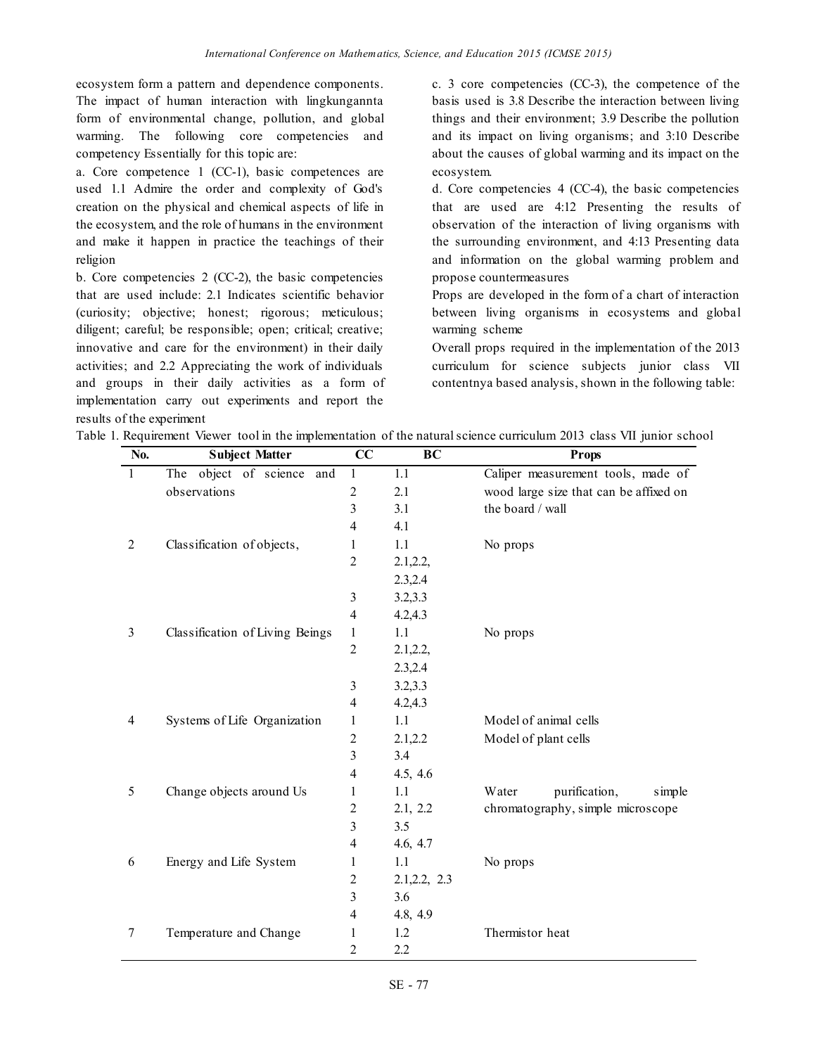ecosystem form a pattern and dependence components. The impact of human interaction with lingkungannta form of environmental change, pollution, and global warming. The following core competencies and competency Essentially for this topic are:

a. Core competence 1 (CC-1), basic competences are used 1.1 Admire the order and complexity of God's creation on the physical and chemical aspects of life in the ecosystem, and the role of humans in the environment and make it happen in practice the teachings of their religion

b. Core competencies 2 (CC-2), the basic competencies that are used include: 2.1 Indicates scientific behavior (curiosity; objective; honest; rigorous; meticulous; diligent; careful; be responsible; open; critical; creative; innovative and care for the environment) in their daily activities; and 2.2 Appreciating the work of individuals and groups in their daily activities as a form of implementation carry out experiments and report the results of the experiment

c. 3 core competencies (CC-3), the competence of the basis used is 3.8 Describe the interaction between living things and their environment; 3.9 Describe the pollution and its impact on living organisms; and 3:10 Describe about the causes of global warming and its impact on the ecosystem.

d. Core competencies 4 (CC-4), the basic competencies that are used are 4:12 Presenting the results of observation of the interaction of living organisms with the surrounding environment, and 4:13 Presenting data and information on the global warming problem and propose countermeasures

Props are developed in the form of a chart of interaction between living organisms in ecosystems and global warming scheme

Overall props required in the implementation of the 2013 curriculum for science subjects junior class VII contentnya based analysis, shown in the following table:

Table 1. Requirement Viewer tool in the implementation of the natural science curriculum 2013 class VII junior school

| No. | Subject Matter | CC | BC | Props |
|---|---|---|---|---|
| 1 | The object of science and observations | 1 | 1.1 | Caliper measurement tools, made of wood large size that can be affixed on the board / wall |
| | | 2 | 2.1 | |
| | | 3 | 3.1 | |
| | | 4 | 4.1 | |
| 2 | Classification of objects, | 1 | 1.1 | No props |
| | | 2 | 2.1,2.2, 2.3,2.4 | |
| | | 3 | 3.2,3.3 | |
| | | 4 | 4.2,4.3 | |
| 3 | Classification of Living Beings | 1 | 1.1 | No props |
| | | 2 | 2.1,2.2, 2.3,2.4 | |
| | | 3 | 3.2,3.3 | |
| | | 4 | 4.2,4.3 | |
| 4 | Systems of Life Organization | 1 | 1.1 | Model of animal cells |
| | | 2 | 2.1,2.2 | Model of plant cells |
| | | 3 | 3.4 | |
| | | 4 | 4.5, 4.6 | |
| 5 | Change objects around Us | 1 | 1.1 | Water purification, simple chromatography, simple microscope |
| | | 2 | 2.1, 2.2 | |
| | | 3 | 3.5 | |
| | | 4 | 4.6, 4.7 | |
| 6 | Energy and Life System | 1 | 1.1 | No props |
| | | 2 | 2.1,2.2, 2.3 | |
| | | 3 | 3.6 | |
| | | 4 | 4.8, 4.9 | |
| 7 | Temperature and Change | 1 | 1.2 | Thermistor heat |
| | | 2 | 2.2 | |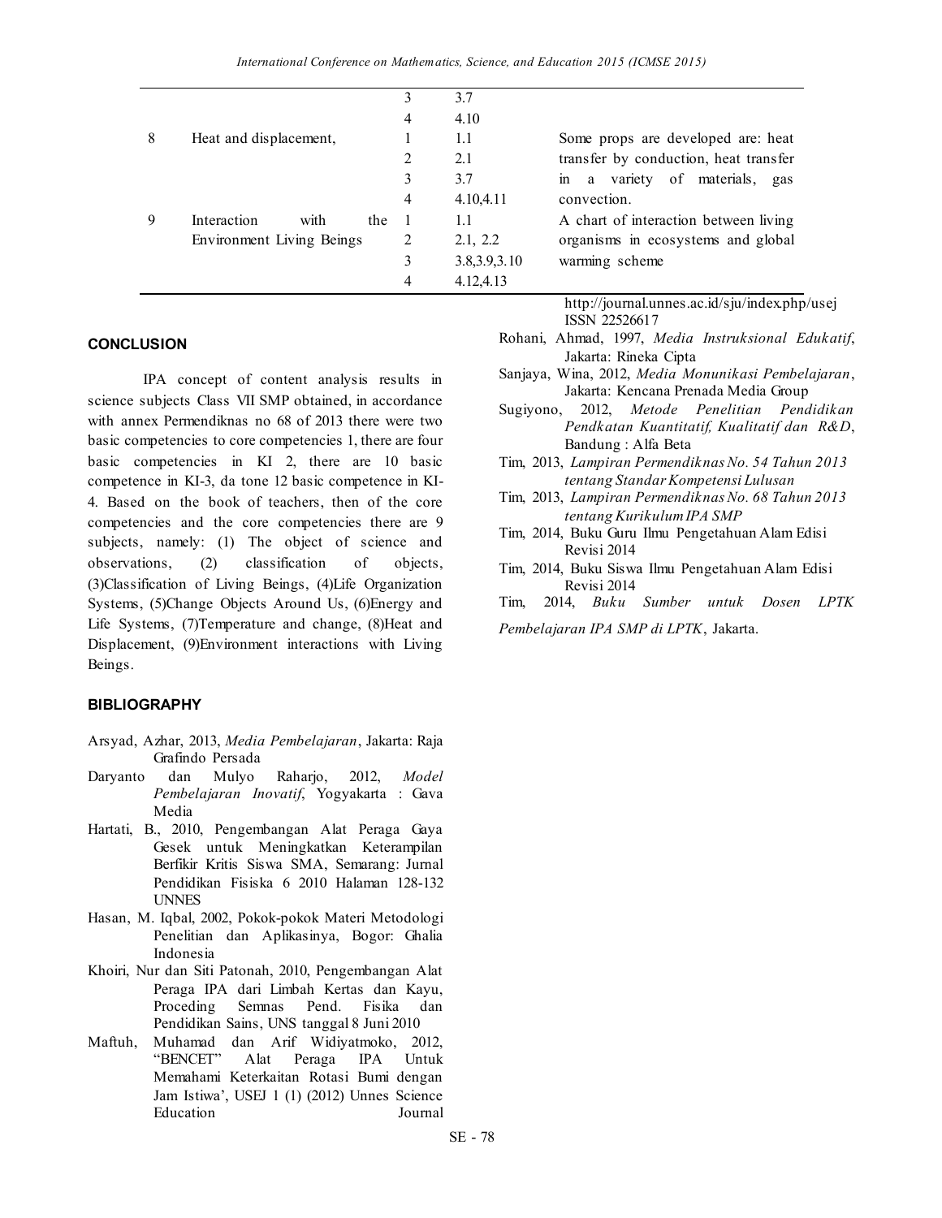| | | | | |
|---|---|---|---|---|
| | | 3 | 3.7 | |
| | | 4 | 4.10 | |
| 8 | Heat and displacement, | 1 | 1.1 | Some props are developed are: heat transfer by conduction, heat transfer in a variety of materials, gas convection. |
| | | 2 | 2.1 | |
| | | 3 | 3.7 | |
| | | 4 | 4.10,4.11 | |
| 9 | Interaction with the Environment Living Beings | 1 | 1.1 | A chart of interaction between living organisms in ecosystems and global warming scheme |
| | | 2 | 2.1, 2.2 | |
| | | 3 | 3.8,3.9,3.10 | |
| | | 4 | 4.12,4.13 | |

## CONCLUSION

IPA concept of content analysis results in science subjects Class VII SMP obtained, in accordance with annex Permendiknas no 68 of 2013 there were two basic competencies to core competencies 1, there are four basic competencies in KI 2, there are 10 basic competence in KI-3, da tone 12 basic competence in KI-4. Based on the book of teachers, then of the core competencies and the core competencies there are 9 subjects, namely: (1) The object of science and observations, (2) classification of objects, (3)Classification of Living Beings, (4)Life Organization Systems, (5)Change Objects Around Us, (6)Energy and Life Systems, (7)Temperature and change, (8)Heat and Displacement, (9)Environment interactions with Living Beings.

## BIBLIOGRAPHY

Arsyad, Azhar, 2013, *Media Pembelajaran*, Jakarta: Raja Grafindo Persada

Daryanto dan Mulyo Raharjo, 2012, *Model Pembelajaran Inovatif*, Yogyakarta : Gava Media

Hartati, B., 2010, Pengembangan Alat Peraga Gaya Gesek untuk Meningkatkan Keterampilan Berfikir Kritis Siswa SMA, Semarang: Jurnal Pendidikan Fisiska 6 2010 Halaman 128-132 UNNES

Hasan, M. Iqbal, 2002, Pokok-pokok Materi Metodologi Penelitian dan Aplikasinya, Bogor: Ghalia Indonesia

Khoiri, Nur dan Siti Patonah, 2010, Pengembangan Alat Peraga IPA dari Limbah Kertas dan Kayu, Proceding Semnas Pend. Fisika dan Pendidikan Sains, UNS tanggal 8 Juni 2010

Maftuh, Muhamad dan Arif Widiyatmoko, 2012, "BENCET" Alat Peraga IPA Untuk Memahami Keterkaitan Rotasi Bumi dengan Jam Istiwa', USEJ 1 (1) (2012) Unnes Science Education Journal http://journal.unnes.ac.id/sju/index.php/usej ISSN 22526617

Rohani, Ahmad, 1997, *Media Instruksional Edukatif*, Jakarta: Rineka Cipta

Sanjaya, Wina, 2012, *Media Monunikasi Pembelajaran*, Jakarta: Kencana Prenada Media Group

Sugiyono, 2012, *Metode Penelitian Pendidikan Pendkatan Kuantitatif, Kualitatif dan R&D*, Bandung : Alfa Beta

Tim, 2013, *Lampiran Permendiknas No. 54 Tahun 2013 tentang Standar Kompetensi Lulusan*

Tim, 2013, *Lampiran Permendiknas No. 68 Tahun 2013 tentang Kurikulum IPA SMP*

Tim, 2014, Buku Guru Ilmu Pengetahuan Alam Edisi Revisi 2014

Tim, 2014, Buku Siswa Ilmu Pengetahuan Alam Edisi Revisi 2014

Tim, 2014, *Buku Sumber untuk Dosen LPTK Pembelajaran IPA SMP di LPTK*, Jakarta.